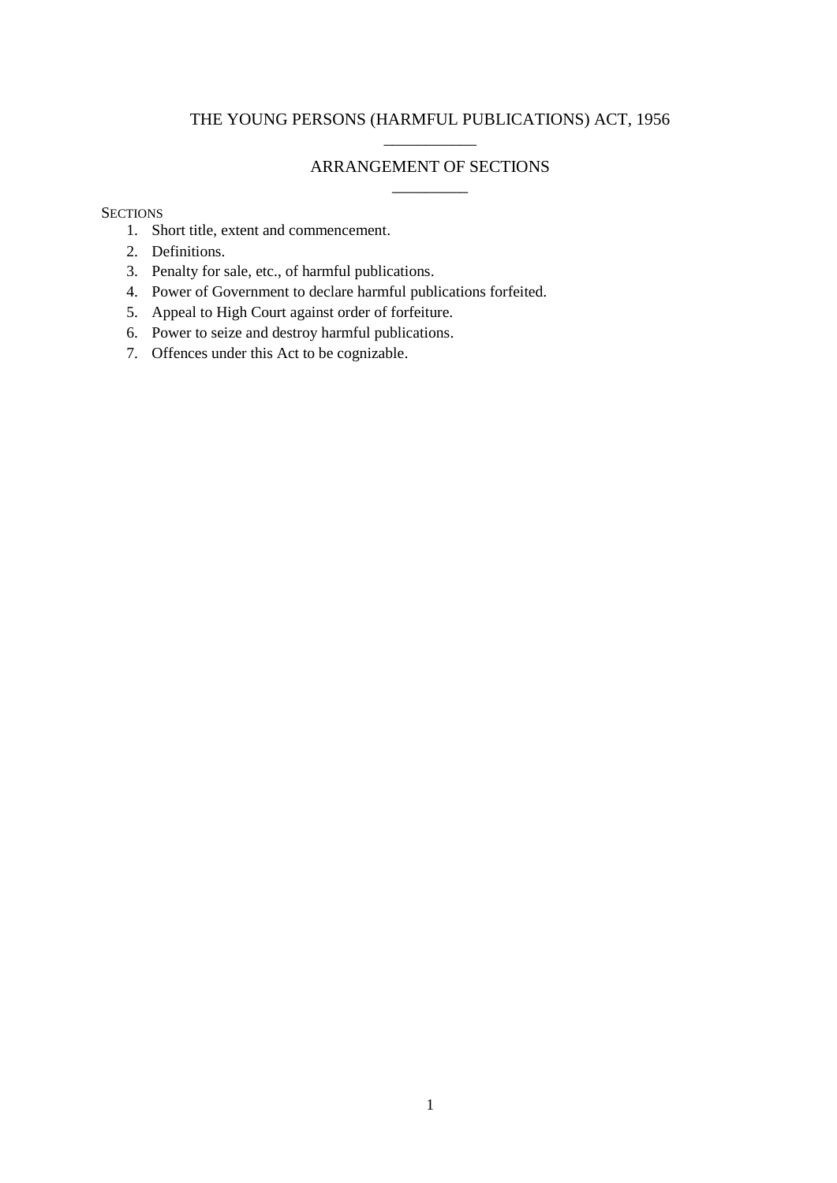# THE YOUNG PERSONS (HARMFUL PUBLICATIONS) ACT, 1956

## ARRANGEMENT OF SECTIONS

SECTIONS

1. Short title, extent and commencement.
2. Definitions.
3. Penalty for sale, etc., of harmful publications.
4. Power of Government to declare harmful publications forfeited.
5. Appeal to High Court against order of forfeiture.
6. Power to seize and destroy harmful publications.
7. Offences under this Act to be cognizable.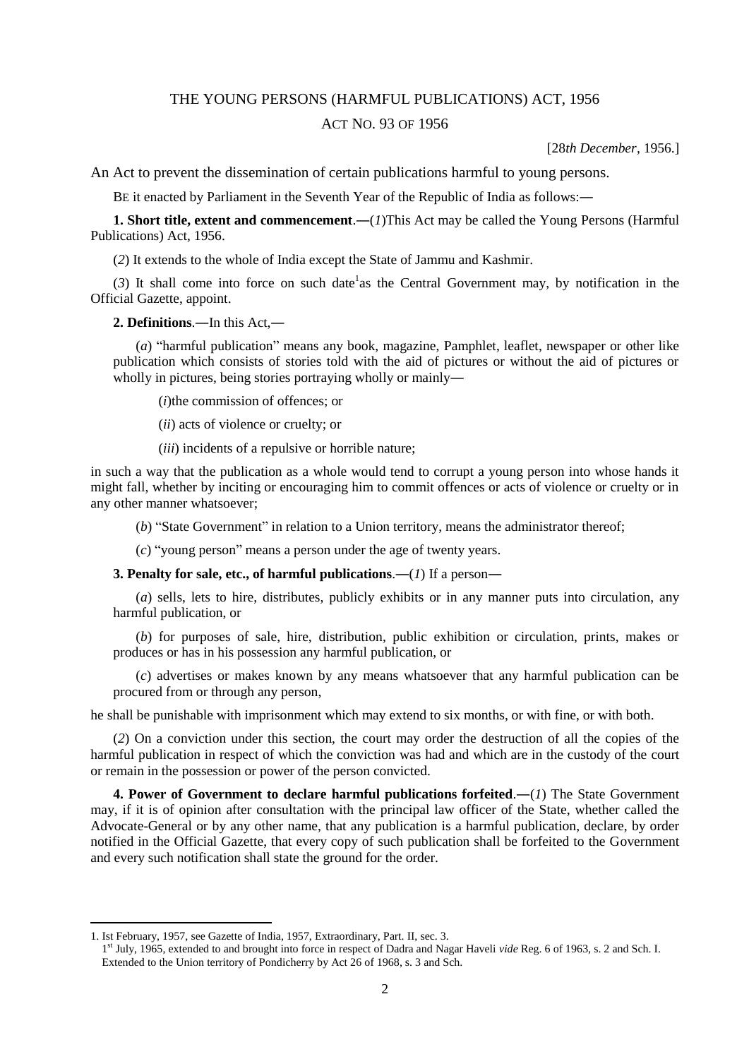# THE YOUNG PERSONS (HARMFUL PUBLICATIONS) ACT, 1956

## ACT NO. 93 OF 1956

[28*th December*, 1956.]

An Act to prevent the dissemination of certain publications harmful to young persons.

BE it enacted by Parliament in the Seventh Year of the Republic of India as follows:―

**1. Short title, extent and commencement**.―(*1*)This Act may be called the Young Persons (Harmful Publications) Act, 1956.

(*2*) It extends to the whole of India except the State of Jammu and Kashmir.

(*3*) It shall come into force on such date[1]as the Central Government may, by notification in the Official Gazette, appoint.

**2. Definitions**.―In this Act,―

(*a*) "harmful publication" means any book, magazine, Pamphlet, leaflet, newspaper or other like publication which consists of stories told with the aid of pictures or without the aid of pictures or wholly in pictures, being stories portraying wholly or mainly―

(*i*)the commission of offences; or

(*ii*) acts of violence or cruelty; or

(*iii*) incidents of a repulsive or horrible nature;

in such a way that the publication as a whole would tend to corrupt a young person into whose hands it might fall, whether by inciting or encouraging him to commit offences or acts of violence or cruelty or in any other manner whatsoever;

(*b*) "State Government" in relation to a Union territory, means the administrator thereof;

(*c*) "young person" means a person under the age of twenty years.

**3. Penalty for sale, etc., of harmful publications**.―(*1*) If a person―

(*a*) sells, lets to hire, distributes, publicly exhibits or in any manner puts into circulation, any harmful publication, or

(*b*) for purposes of sale, hire, distribution, public exhibition or circulation, prints, makes or produces or has in his possession any harmful publication, or

(*c*) advertises or makes known by any means whatsoever that any harmful publication can be procured from or through any person,

he shall be punishable with imprisonment which may extend to six months, or with fine, or with both.

(*2*) On a conviction under this section, the court may order the destruction of all the copies of the harmful publication in respect of which the conviction was had and which are in the custody of the court or remain in the possession or power of the person convicted.

**4. Power of Government to declare harmful publications forfeited**.―(*1*) The State Government may, if it is of opinion after consultation with the principal law officer of the State, whether called the Advocate-General or by any other name, that any publication is a harmful publication, declare, by order notified in the Official Gazette, that every copy of such publication shall be forfeited to the Government and every such notification shall state the ground for the order.

---

1. Ist February, 1957, see Gazette of India, 1957, Extraordinary, Part. II, sec. 3.

1st July, 1965, extended to and brought into force in respect of Dadra and Nagar Haveli *vide* Reg. 6 of 1963, s. 2 and Sch. I. Extended to the Union territory of Pondicherry by Act 26 of 1968, s. 3 and Sch.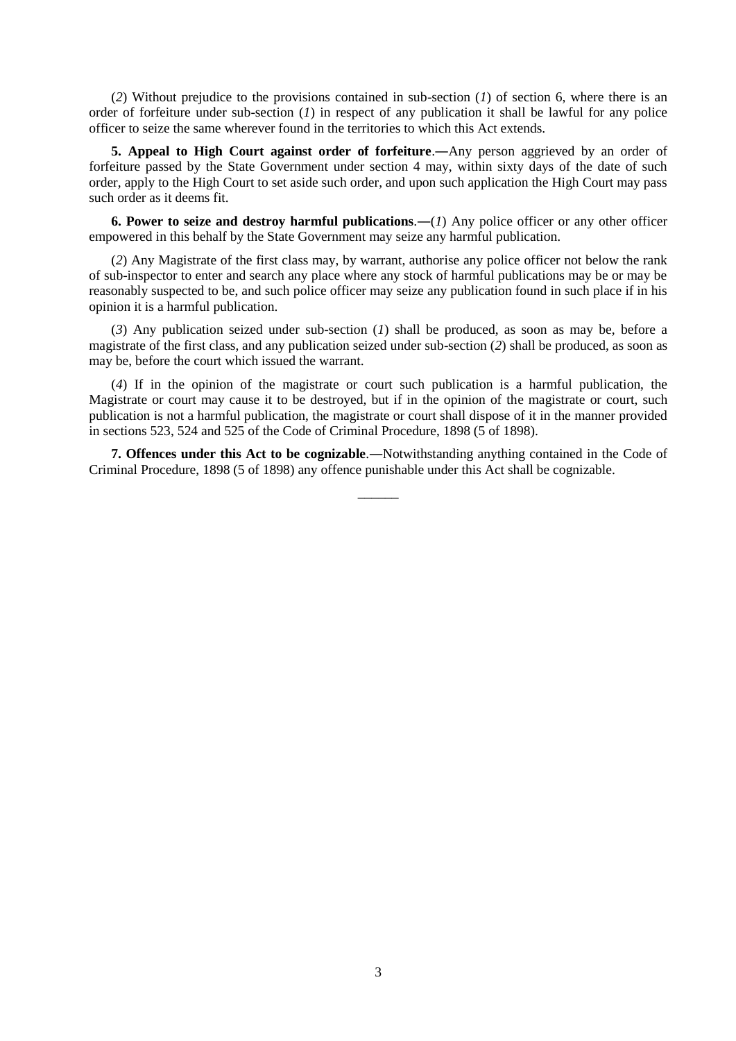(*2*) Without prejudice to the provisions contained in sub-section (*1*) of section 6, where there is an order of forfeiture under sub-section (*1*) in respect of any publication it shall be lawful for any police officer to seize the same wherever found in the territories to which this Act extends.

**5. Appeal to High Court against order of forfeiture**.—Any person aggrieved by an order of forfeiture passed by the State Government under section 4 may, within sixty days of the date of such order, apply to the High Court to set aside such order, and upon such application the High Court may pass such order as it deems fit.

**6. Power to seize and destroy harmful publications**.—(*1*) Any police officer or any other officer empowered in this behalf by the State Government may seize any harmful publication.

(*2*) Any Magistrate of the first class may, by warrant, authorise any police officer not below the rank of sub-inspector to enter and search any place where any stock of harmful publications may be or may be reasonably suspected to be, and such police officer may seize any publication found in such place if in his opinion it is a harmful publication.

(*3*) Any publication seized under sub-section (*1*) shall be produced, as soon as may be, before a magistrate of the first class, and any publication seized under sub-section (*2*) shall be produced, as soon as may be, before the court which issued the warrant.

(*4*) If in the opinion of the magistrate or court such publication is a harmful publication, the Magistrate or court may cause it to be destroyed, but if in the opinion of the magistrate or court, such publication is not a harmful publication, the magistrate or court shall dispose of it in the manner provided in sections 523, 524 and 525 of the Code of Criminal Procedure, 1898 (5 of 1898).

**7. Offences under this Act to be cognizable**.—Notwithstanding anything contained in the Code of Criminal Procedure, 1898 (5 of 1898) any offence punishable under this Act shall be cognizable.

\_\_\_\_\_\_